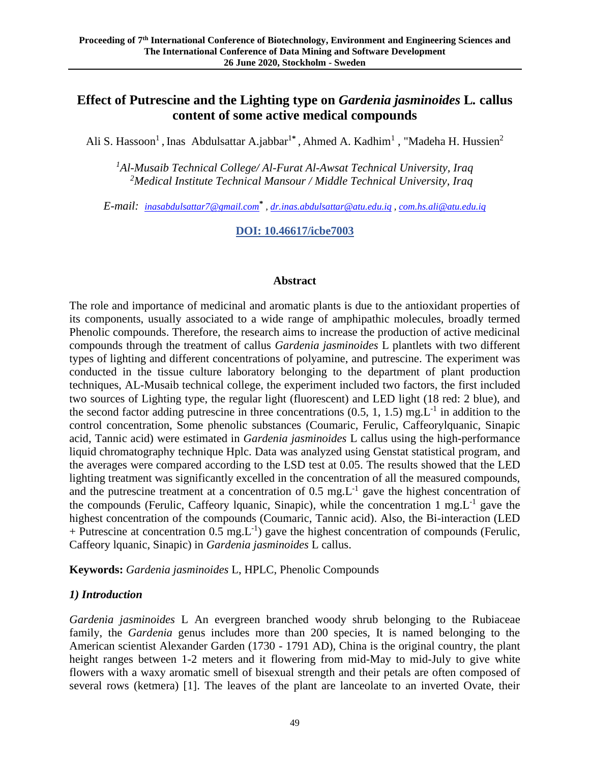# Effect of Putrescine and the Lighting type on *Gardenia jasminoides* L. callus content of some active medical compounds

Ali S. Hassoon[1] , Inas Abdulsattar A.jabbar[1*] , Ahmed A. Kadhim[1] , "Madeha H. Hussien[2]

[1]*Al-Musaib Technical College/ Al-Furat Al-Awsat Technical University, Iraq*
[2]*Medical Institute Technical Mansour / Middle Technical University, Iraq*

*E-mail:* inasabdulsattar7@gmail.com[*] , dr.inas.abdulsattar@atu.edu.iq , com.hs.ali@atu.edu.iq

**DOI: 10.46617/icbe7003**

## Abstract

The role and importance of medicinal and aromatic plants is due to the antioxidant properties of its components, usually associated to a wide range of amphipathic molecules, broadly termed Phenolic compounds. Therefore, the research aims to increase the production of active medicinal compounds through the treatment of callus *Gardenia jasminoides* L plantlets with two different types of lighting and different concentrations of polyamine, and putrescine. The experiment was conducted in the tissue culture laboratory belonging to the department of plant production techniques, AL-Musaib technical college, the experiment included two factors, the first included two sources of Lighting type, the regular light (fluorescent) and LED light (18 red: 2 blue), and the second factor adding putrescine in three concentrations (0.5, 1, 1.5) mg.L$^{-1}$ in addition to the control concentration, Some phenolic substances (Coumaric, Ferulic, Caffeorylquanic, Sinapic acid, Tannic acid) were estimated in *Gardenia jasminoides* L callus using the high-performance liquid chromatography technique Hplc. Data was analyzed using Genstat statistical program, and the averages were compared according to the LSD test at 0.05. The results showed that the LED lighting treatment was significantly excelled in the concentration of all the measured compounds, and the putrescine treatment at a concentration of 0.5 mg.L$^{-1}$ gave the highest concentration of the compounds (Ferulic, Caffeory lquanic, Sinapic), while the concentration 1 mg.L$^{-1}$ gave the highest concentration of the compounds (Coumaric, Tannic acid). Also, the Bi-interaction (LED + Putrescine at concentration 0.5 mg.L$^{-1}$) gave the highest concentration of compounds (Ferulic, Caffeory lquanic, Sinapic) in *Gardenia jasminoides* L callus.

**Keywords:** *Gardenia jasminoides* L, HPLC, Phenolic Compounds

## *1) Introduction*

*Gardenia jasminoides* L An evergreen branched woody shrub belonging to the Rubiaceae family, the *Gardenia* genus includes more than 200 species, It is named belonging to the American scientist Alexander Garden (1730 - 1791 AD), China is the original country, the plant height ranges between 1-2 meters and it flowering from mid-May to mid-July to give white flowers with a waxy aromatic smell of bisexual strength and their petals are often composed of several rows (ketmera) [1]. The leaves of the plant are lanceolate to an inverted Ovate, their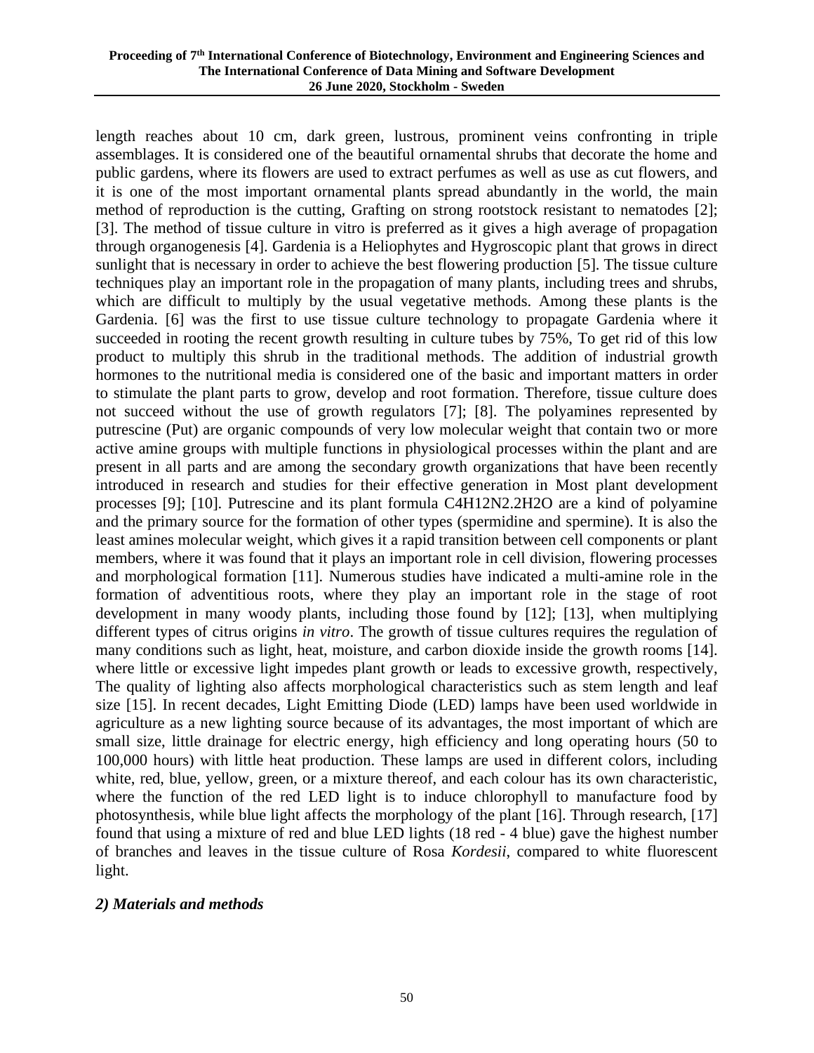length reaches about 10 cm, dark green, lustrous, prominent veins confronting in triple assemblages. It is considered one of the beautiful ornamental shrubs that decorate the home and public gardens, where its flowers are used to extract perfumes as well as use as cut flowers, and it is one of the most important ornamental plants spread abundantly in the world, the main method of reproduction is the cutting, Grafting on strong rootstock resistant to nematodes [2]; [3]. The method of tissue culture in vitro is preferred as it gives a high average of propagation through organogenesis [4]. Gardenia is a Heliophytes and Hygroscopic plant that grows in direct sunlight that is necessary in order to achieve the best flowering production [5]. The tissue culture techniques play an important role in the propagation of many plants, including trees and shrubs, which are difficult to multiply by the usual vegetative methods. Among these plants is the Gardenia. [6] was the first to use tissue culture technology to propagate Gardenia where it succeeded in rooting the recent growth resulting in culture tubes by 75%, To get rid of this low product to multiply this shrub in the traditional methods. The addition of industrial growth hormones to the nutritional media is considered one of the basic and important matters in order to stimulate the plant parts to grow, develop and root formation. Therefore, tissue culture does not succeed without the use of growth regulators [7]; [8]. The polyamines represented by putrescine (Put) are organic compounds of very low molecular weight that contain two or more active amine groups with multiple functions in physiological processes within the plant and are present in all parts and are among the secondary growth organizations that have been recently introduced in research and studies for their effective generation in Most plant development processes [9]; [10]. Putrescine and its plant formula $C_4H_{12}N_2.2H_2O$ are a kind of polyamine and the primary source for the formation of other types (spermidine and spermine). It is also the least amines molecular weight, which gives it a rapid transition between cell components or plant members, where it was found that it plays an important role in cell division, flowering processes and morphological formation [11]. Numerous studies have indicated a multi-amine role in the formation of adventitious roots, where they play an important role in the stage of root development in many woody plants, including those found by [12]; [13], when multiplying different types of citrus origins *in vitro*. The growth of tissue cultures requires the regulation of many conditions such as light, heat, moisture, and carbon dioxide inside the growth rooms [14]. where little or excessive light impedes plant growth or leads to excessive growth, respectively, The quality of lighting also affects morphological characteristics such as stem length and leaf size [15]. In recent decades, Light Emitting Diode (LED) lamps have been used worldwide in agriculture as a new lighting source because of its advantages, the most important of which are small size, little drainage for electric energy, high efficiency and long operating hours (50 to 100,000 hours) with little heat production. These lamps are used in different colors, including white, red, blue, yellow, green, or a mixture thereof, and each colour has its own characteristic, where the function of the red LED light is to induce chlorophyll to manufacture food by photosynthesis, while blue light affects the morphology of the plant [16]. Through research, [17] found that using a mixture of red and blue LED lights (18 red - 4 blue) gave the highest number of branches and leaves in the tissue culture of Rosa *Kordesii*, compared to white fluorescent light.

## *2) Materials and methods*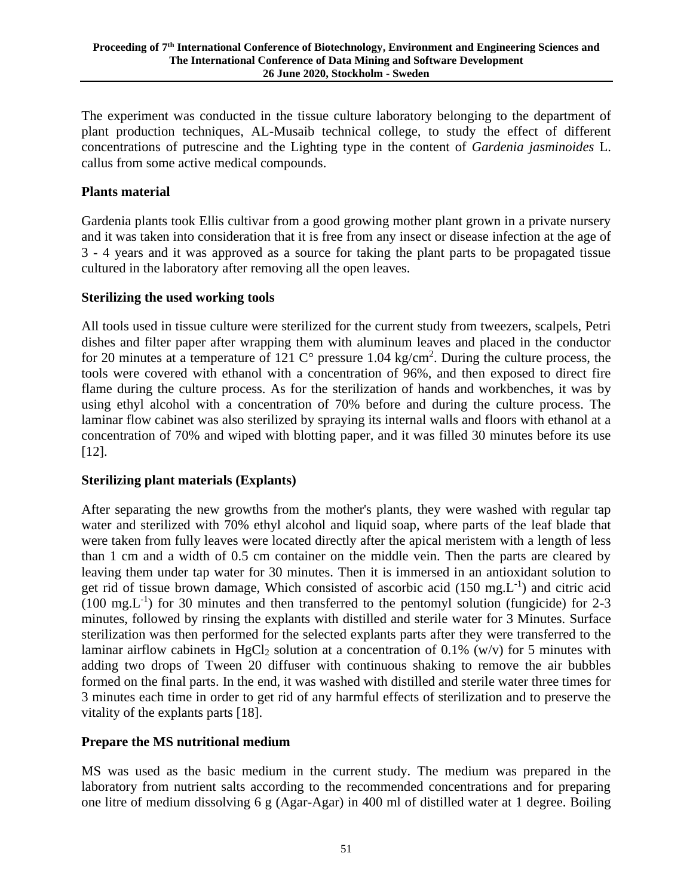The experiment was conducted in the tissue culture laboratory belonging to the department of plant production techniques, AL-Musaib technical college, to study the effect of different concentrations of putrescine and the Lighting type in the content of *Gardenia jasminoides* L. callus from some active medical compounds.

## Plants material

Gardenia plants took Ellis cultivar from a good growing mother plant grown in a private nursery and it was taken into consideration that it is free from any insect or disease infection at the age of 3 - 4 years and it was approved as a source for taking the plant parts to be propagated tissue cultured in the laboratory after removing all the open leaves.

## Sterilizing the used working tools

All tools used in tissue culture were sterilized for the current study from tweezers, scalpels, Petri dishes and filter paper after wrapping them with aluminum leaves and placed in the conductor for 20 minutes at a temperature of 121 C° pressure 1.04 $kg/cm^2$. During the culture process, the tools were covered with ethanol with a concentration of 96%, and then exposed to direct fire flame during the culture process. As for the sterilization of hands and workbenches, it was by using ethyl alcohol with a concentration of 70% before and during the culture process. The laminar flow cabinet was also sterilized by spraying its internal walls and floors with ethanol at a concentration of 70% and wiped with blotting paper, and it was filled 30 minutes before its use [12].

## Sterilizing plant materials (Explants)

After separating the new growths from the mother's plants, they were washed with regular tap water and sterilized with 70% ethyl alcohol and liquid soap, where parts of the leaf blade that were taken from fully leaves were located directly after the apical meristem with a length of less than 1 cm and a width of 0.5 cm container on the middle vein. Then the parts are cleared by leaving them under tap water for 30 minutes. Then it is immersed in an antioxidant solution to get rid of tissue brown damage, Which consisted of ascorbic acid (150 $mg.L^{-1}$) and citric acid (100 $mg.L^{-1}$) for 30 minutes and then transferred to the pentomyl solution (fungicide) for 2-3 minutes, followed by rinsing the explants with distilled and sterile water for 3 Minutes. Surface sterilization was then performed for the selected explants parts after they were transferred to the laminar airflow cabinets in $HgCl_2$ solution at a concentration of 0.1% (w/v) for 5 minutes with adding two drops of Tween 20 diffuser with continuous shaking to remove the air bubbles formed on the final parts. In the end, it was washed with distilled and sterile water three times for 3 minutes each time in order to get rid of any harmful effects of sterilization and to preserve the vitality of the explants parts [18].

## Prepare the MS nutritional medium

MS was used as the basic medium in the current study. The medium was prepared in the laboratory from nutrient salts according to the recommended concentrations and for preparing one litre of medium dissolving 6 g (Agar-Agar) in 400 ml of distilled water at 1 degree. Boiling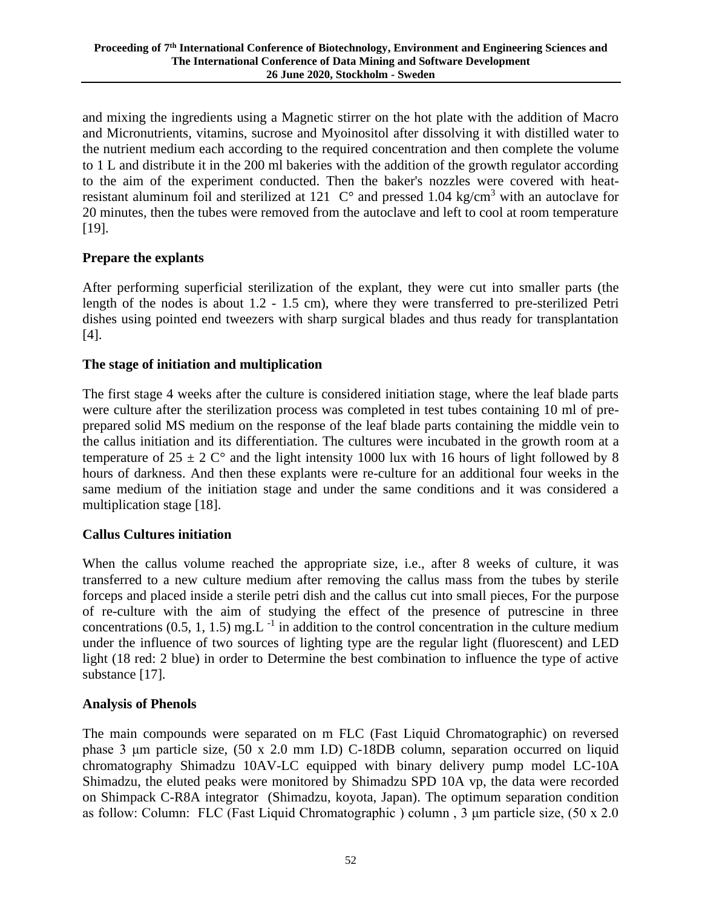and mixing the ingredients using a Magnetic stirrer on the hot plate with the addition of Macro and Micronutrients, vitamins, sucrose and Myoinositol after dissolving it with distilled water to the nutrient medium each according to the required concentration and then complete the volume to 1 L and distribute it in the 200 ml bakeries with the addition of the growth regulator according to the aim of the experiment conducted. Then the baker's nozzles were covered with heat-resistant aluminum foil and sterilized at 121 C° and pressed 1.04 kg/cm$^3$ with an autoclave for 20 minutes, then the tubes were removed from the autoclave and left to cool at room temperature [19].

### Prepare the explants

After performing superficial sterilization of the explant, they were cut into smaller parts (the length of the nodes is about 1.2 - 1.5 cm), where they were transferred to pre-sterilized Petri dishes using pointed end tweezers with sharp surgical blades and thus ready for transplantation [4].

### The stage of initiation and multiplication

The first stage 4 weeks after the culture is considered initiation stage, where the leaf blade parts were culture after the sterilization process was completed in test tubes containing 10 ml of pre-prepared solid MS medium on the response of the leaf blade parts containing the middle vein to the callus initiation and its differentiation. The cultures were incubated in the growth room at a temperature of $25 \pm 2$ C° and the light intensity 1000 lux with 16 hours of light followed by 8 hours of darkness. And then these explants were re-culture for an additional four weeks in the same medium of the initiation stage and under the same conditions and it was considered a multiplication stage [18].

### Callus Cultures initiation

When the callus volume reached the appropriate size, i.e., after 8 weeks of culture, it was transferred to a new culture medium after removing the callus mass from the tubes by sterile forceps and placed inside a sterile petri dish and the callus cut into small pieces, For the purpose of re-culture with the aim of studying the effect of the presence of putrescine in three concentrations (0.5, 1, 1.5) mg.L$^{-1}$ in addition to the control concentration in the culture medium under the influence of two sources of lighting type are the regular light (fluorescent) and LED light (18 red: 2 blue) in order to Determine the best combination to influence the type of active substance [17].

### Analysis of Phenols

The main compounds were separated on m FLC (Fast Liquid Chromatographic) on reversed phase 3 μm particle size, (50 x 2.0 mm I.D) C-18DB column, separation occurred on liquid chromatography Shimadzu 10AV-LC equipped with binary delivery pump model LC-10A Shimadzu, the eluted peaks were monitored by Shimadzu SPD 10A vp, the data were recorded on Shimpack C-R8A integrator (Shimadzu, koyota, Japan). The optimum separation condition as follow: Column: FLC (Fast Liquid Chromatographic ) column , 3 μm particle size, (50 x 2.0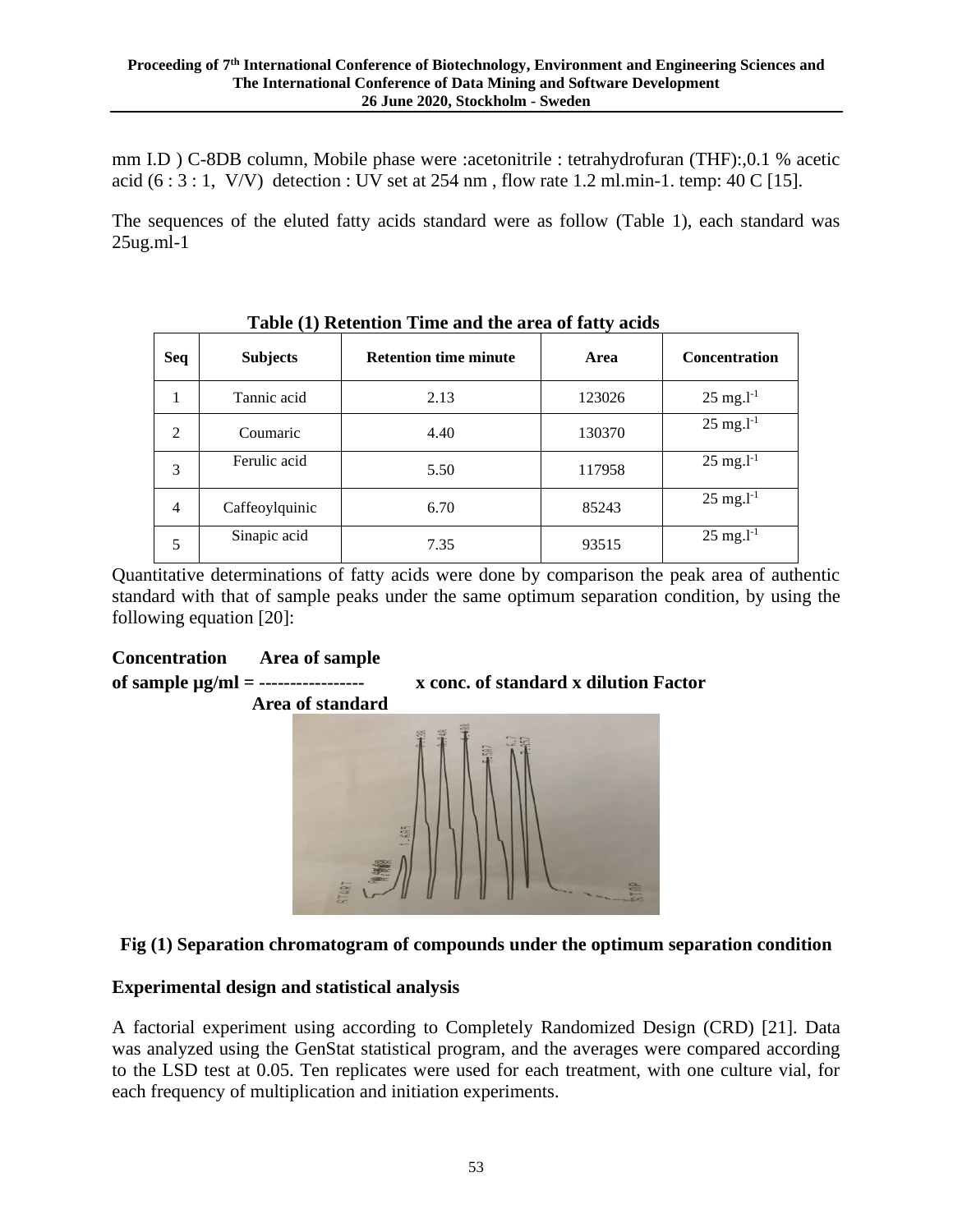mm I.D ) C-8DB column, Mobile phase were :acetonitrile : tetrahydrofuran (THF):,0.1 % acetic acid (6 : 3 : 1, V/V) detection : UV set at 254 nm , flow rate 1.2 ml.min-1. temp: 40 C [15].

The sequences of the eluted fatty acids standard were as follow (Table 1), each standard was 25ug.ml-1

**Table (1) Retention Time and the area of fatty acids**

| Seq | Subjects | Retention time minute | Area | Concentration |
|---|---|---|---|---|
| 1 | Tannic acid | 2.13 | 123026 | 25 $mg.l^{-1}$ |
| 2 | Coumaric | 4.40 | 130370 | 25 $mg.l^{-1}$ |
| 3 | Ferulic acid | 5.50 | 117958 | 25 $mg.l^{-1}$ |
| 4 | Caffeoylquinic | 6.70 | 85243 | 25 $mg.l^{-1}$ |
| 5 | Sinapic acid | 7.35 | 93515 | 25 $mg.l^{-1}$ |

Quantitative determinations of fatty acids were done by comparison the peak area of authentic standard with that of sample peaks under the same optimum separation condition, by using the following equation [20]:

$$\text{Concentration of sample } \mu g/ml = \frac{\text{Area of sample}}{\text{Area of standard}} \times \text{conc. of standard} \times \text{dilution Factor}$$

**Fig (1) Separation chromatogram of compounds under the optimum separation condition**

## Experimental design and statistical analysis

A factorial experiment using according to Completely Randomized Design (CRD) [21]. Data was analyzed using the GenStat statistical program, and the averages were compared according to the LSD test at 0.05. Ten replicates were used for each treatment, with one culture vial, for each frequency of multiplication and initiation experiments.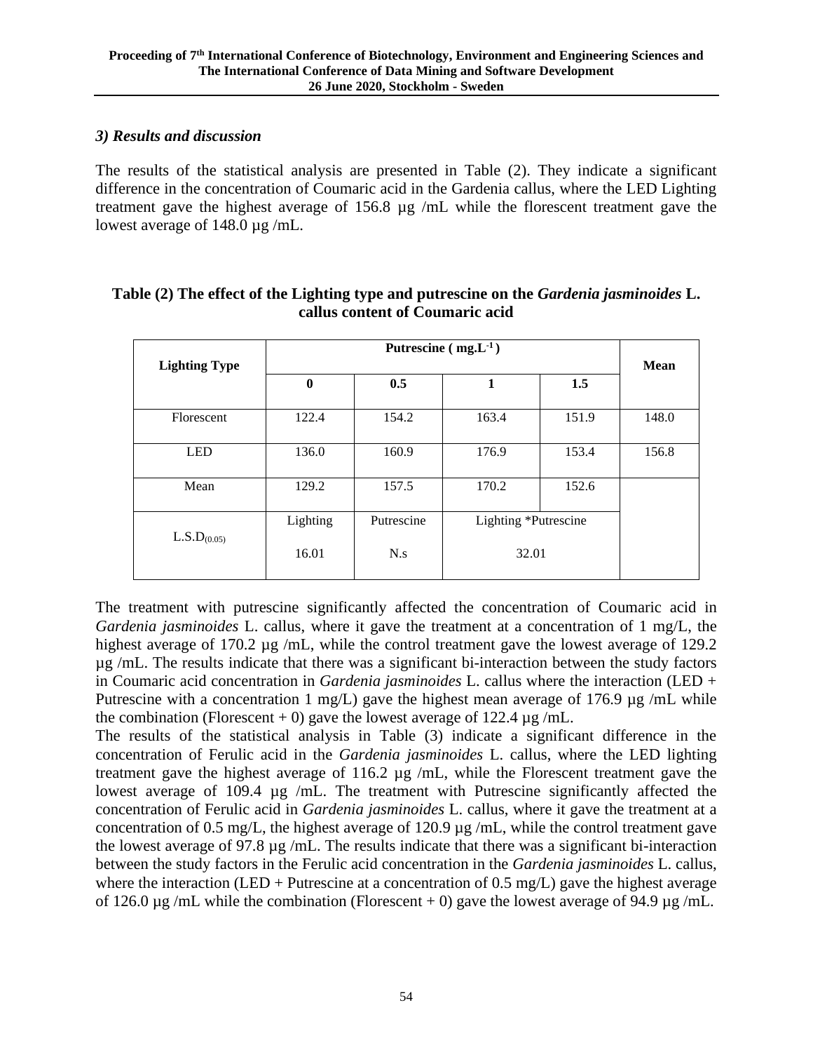### *3) Results and discussion*

The results of the statistical analysis are presented in Table (2). They indicate a significant difference in the concentration of Coumaric acid in the Gardenia callus, where the LED Lighting treatment gave the highest average of 156.8 µg /mL while the florescent treatment gave the lowest average of 148.0 µg /mL.

**Table (2) The effect of the Lighting type and putrescine on the *Gardenia jasminoides* L. callus content of Coumaric acid**

| Lighting Type | Putrescine ( $mg.L^{-1}$ ) | | | | Mean |
|---|---|---|---|---|---|
| | **0** | **0.5** | **1** | **1.5** | |
| Florescent | 122.4 | 154.2 | 163.4 | 151.9 | 148.0 |
| LED | 136.0 | 160.9 | 176.9 | 153.4 | 156.8 |
| Mean | 129.2 | 157.5 | 170.2 | 152.6 | |
| $L.S.D_{(0.05)}$ | Lighting 16.01 | Putrescine N.s | Lighting *Putrescine 32.01 | | |

The treatment with putrescine significantly affected the concentration of Coumaric acid in *Gardenia jasminoides* L. callus, where it gave the treatment at a concentration of 1 mg/L, the highest average of 170.2 µg /mL, while the control treatment gave the lowest average of 129.2 µg /mL. The results indicate that there was a significant bi-interaction between the study factors in Coumaric acid concentration in *Gardenia jasminoides* L. callus where the interaction (LED + Putrescine with a concentration 1 mg/L) gave the highest mean average of 176.9 µg /mL while the combination (Florescent + 0) gave the lowest average of 122.4 µg /mL.

The results of the statistical analysis in Table (3) indicate a significant difference in the concentration of Ferulic acid in the *Gardenia jasminoides* L. callus, where the LED lighting treatment gave the highest average of 116.2 µg /mL, while the Florescent treatment gave the lowest average of 109.4 µg /mL. The treatment with Putrescine significantly affected the concentration of Ferulic acid in *Gardenia jasminoides* L. callus, where it gave the treatment at a concentration of 0.5 mg/L, the highest average of 120.9 µg /mL, while the control treatment gave the lowest average of 97.8 µg /mL. The results indicate that there was a significant bi-interaction between the study factors in the Ferulic acid concentration in the *Gardenia jasminoides* L. callus, where the interaction (LED + Putrescine at a concentration of 0.5 mg/L) gave the highest average of 126.0 µg /mL while the combination (Florescent + 0) gave the lowest average of 94.9 µg /mL.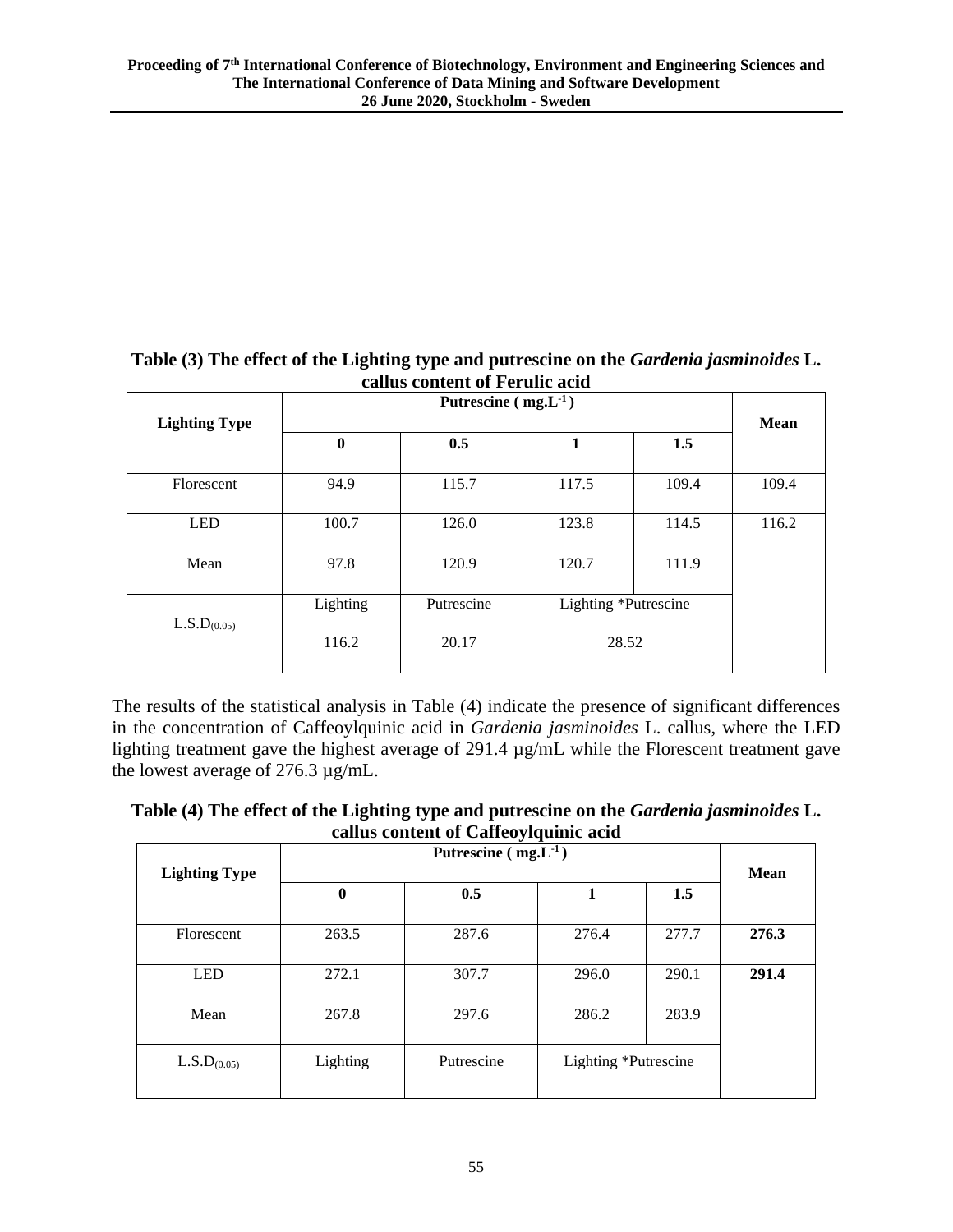**Table (3) The effect of the Lighting type and putrescine on the *Gardenia jasminoides* L. callus content of Ferulic acid**

| Lighting Type | Putrescine ( $mg.L^{-1}$ ) | | | | Mean |
|---|---|---|---|---|---|
| | **0** | **0.5** | **1** | **1.5** | |
| Florescent | 94.9 | 115.7 | 117.5 | 109.4 | 109.4 |
| LED | 100.7 | 126.0 | 123.8 | 114.5 | 116.2 |
| Mean | 97.8 | 120.9 | 120.7 | 111.9 | |
| $L.S.D_{(0.05)}$ | Lighting | Putrescine | Lighting *Putrescine | | |
| | 116.2 | 20.17 | 28.52 | | |

The results of the statistical analysis in Table (4) indicate the presence of significant differences in the concentration of Caffeoylquinic acid in *Gardenia jasminoides* L. callus, where the LED lighting treatment gave the highest average of 291.4 µg/mL while the Florescent treatment gave the lowest average of 276.3 µg/mL.

**Table (4) The effect of the Lighting type and putrescine on the *Gardenia jasminoides* L. callus content of Caffeoylquinic acid**

| Lighting Type | Putrescine ( $mg.L^{-1}$ ) | | | | Mean |
|---|---|---|---|---|---|
| | **0** | **0.5** | **1** | **1.5** | |
| Florescent | 263.5 | 287.6 | 276.4 | 277.7 | **276.3** |
| LED | 272.1 | 307.7 | 296.0 | 290.1 | **291.4** |
| Mean | 267.8 | 297.6 | 286.2 | 283.9 | |
| $L.S.D_{(0.05)}$ | Lighting | Putrescine | Lighting *Putrescine | | |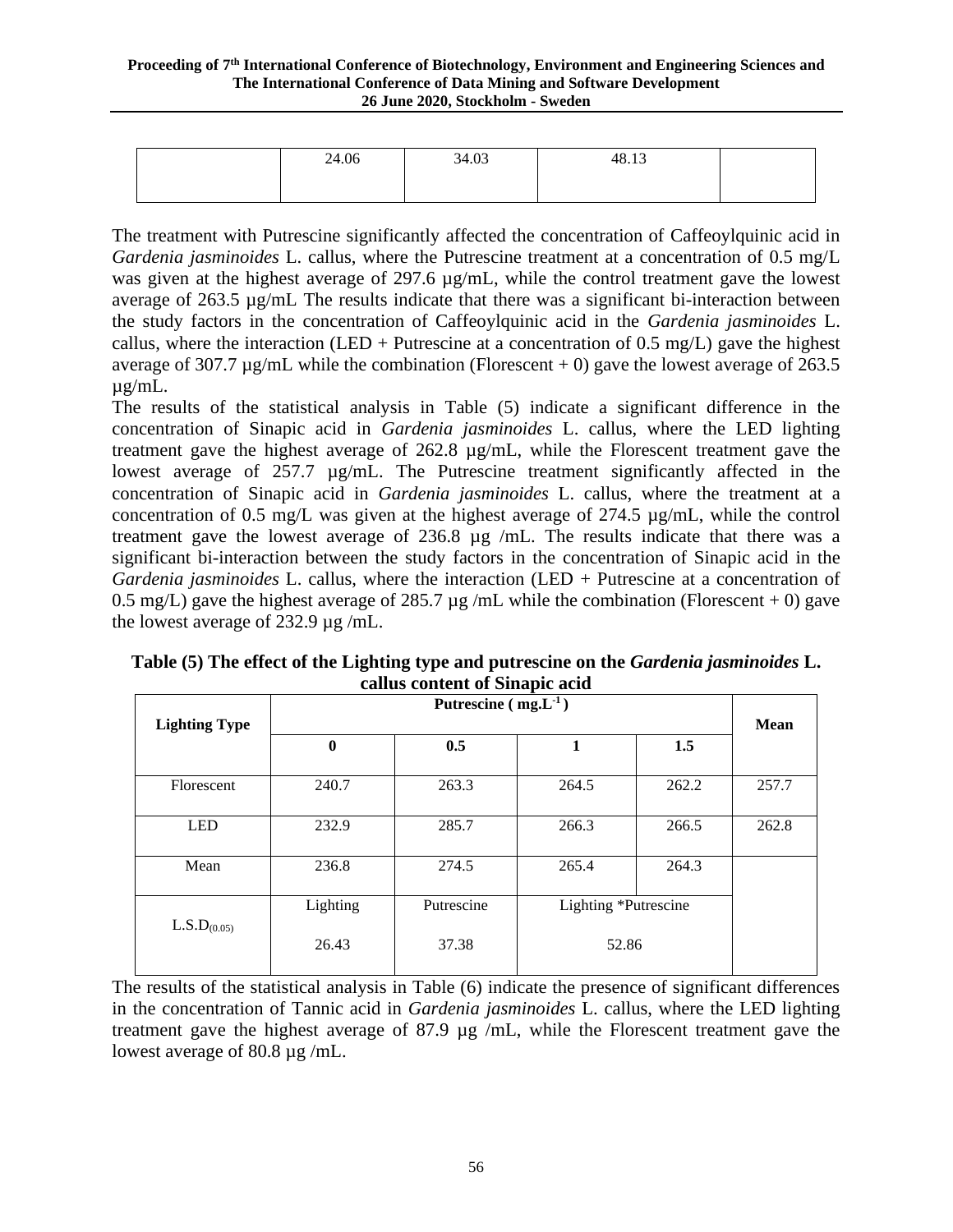| | 24.06 | 34.03 | 48.13 | |
|---|---|---|---|---|

The treatment with Putrescine significantly affected the concentration of Caffeoylquinic acid in *Gardenia jasminoides* L. callus, where the Putrescine treatment at a concentration of 0.5 mg/L was given at the highest average of 297.6 µg/mL, while the control treatment gave the lowest average of 263.5 µg/mL The results indicate that there was a significant bi-interaction between the study factors in the concentration of Caffeoylquinic acid in the *Gardenia jasminoides* L. callus, where the interaction (LED + Putrescine at a concentration of 0.5 mg/L) gave the highest average of 307.7 µg/mL while the combination (Florescent + 0) gave the lowest average of 263.5 µg/mL.

The results of the statistical analysis in Table (5) indicate a significant difference in the concentration of Sinapic acid in *Gardenia jasminoides* L. callus, where the LED lighting treatment gave the highest average of 262.8 µg/mL, while the Florescent treatment gave the lowest average of 257.7 µg/mL. The Putrescine treatment significantly affected in the concentration of Sinapic acid in *Gardenia jasminoides* L. callus, where the treatment at a concentration of 0.5 mg/L was given at the highest average of 274.5 µg/mL, while the control treatment gave the lowest average of 236.8 µg /mL. The results indicate that there was a significant bi-interaction between the study factors in the concentration of Sinapic acid in the *Gardenia jasminoides* L. callus, where the interaction (LED + Putrescine at a concentration of 0.5 mg/L) gave the highest average of 285.7 µg /mL while the combination (Florescent + 0) gave the lowest average of 232.9 µg /mL.

**Table (5) The effect of the Lighting type and putrescine on the *Gardenia jasminoides* L. callus content of Sinapic acid**

| Lighting Type | Putrescine ( $mg.L^{-1}$ ) | | | | Mean |
|---|---|---|---|---|---|
| | **0** | **0.5** | **1** | **1.5** | |
| Florescent | 240.7 | 263.3 | 264.5 | 262.2 | 257.7 |
| LED | 232.9 | 285.7 | 266.3 | 266.5 | 262.8 |
| Mean | 236.8 | 274.5 | 265.4 | 264.3 | |
| $L.S.D_{(0.05)}$ | Lighting | Putrescine | Lighting *Putrescine | | |
| | 26.43 | 37.38 | 52.86 | | |

The results of the statistical analysis in Table (6) indicate the presence of significant differences in the concentration of Tannic acid in *Gardenia jasminoides* L. callus, where the LED lighting treatment gave the highest average of 87.9 µg /mL, while the Florescent treatment gave the lowest average of 80.8 µg /mL.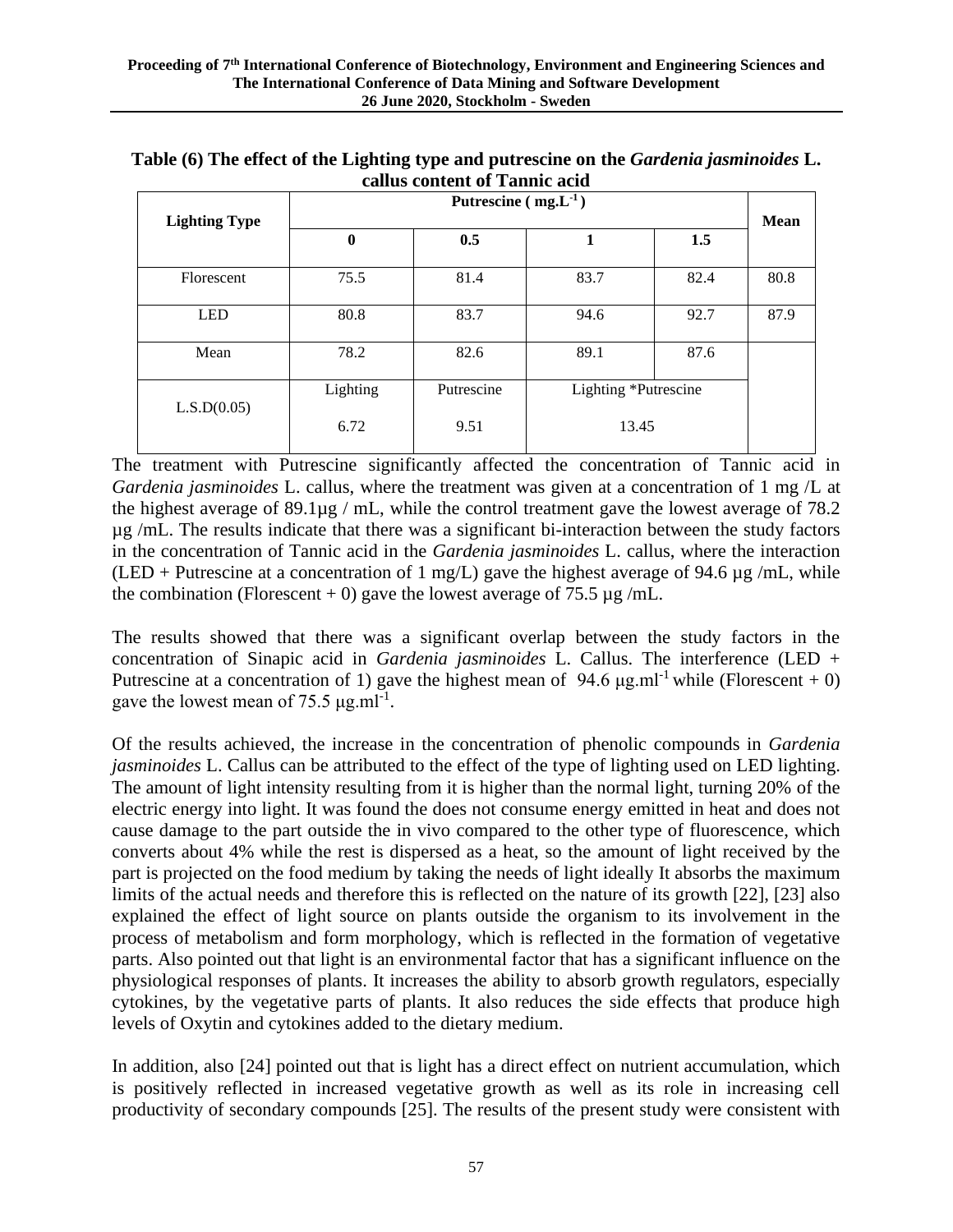**Table (6) The effect of the Lighting type and putrescine on the *Gardenia jasminoides* L. callus content of Tannic acid**

| Lighting Type | Putrescine ( $mg.L^{-1}$ ) | | | | Mean |
|---|---|---|---|---|---|
| | **0** | **0.5** | **1** | **1.5** | |
| Florescent | 75.5 | 81.4 | 83.7 | 82.4 | 80.8 |
| LED | 80.8 | 83.7 | 94.6 | 92.7 | 87.9 |
| Mean | 78.2 | 82.6 | 89.1 | 87.6 | |
| L.S.D(0.05) | Lighting 6.72 | Putrescine 9.51 | Lighting *Putrescine 13.45 | | |

The treatment with Putrescine significantly affected the concentration of Tannic acid in *Gardenia jasminoides* L. callus, where the treatment was given at a concentration of 1 mg /L at the highest average of 89.1µg / mL, while the control treatment gave the lowest average of 78.2 µg /mL. The results indicate that there was a significant bi-interaction between the study factors in the concentration of Tannic acid in the *Gardenia jasminoides* L. callus, where the interaction (LED + Putrescine at a concentration of 1 mg/L) gave the highest average of 94.6 µg /mL, while the combination (Florescent + 0) gave the lowest average of 75.5 µg /mL.

The results showed that there was a significant overlap between the study factors in the concentration of Sinapic acid in *Gardenia jasminoides* L. Callus. The interference (LED + Putrescine at a concentration of 1) gave the highest mean of 94.6 $\mu g.ml^{-1}$ while (Florescent + 0) gave the lowest mean of 75.5 $\mu g.ml^{-1}$.

Of the results achieved, the increase in the concentration of phenolic compounds in *Gardenia jasminoides* L. Callus can be attributed to the effect of the type of lighting used on LED lighting. The amount of light intensity resulting from it is higher than the normal light, turning 20% of the electric energy into light. It was found the does not consume energy emitted in heat and does not cause damage to the part outside the in vivo compared to the other type of fluorescence, which converts about 4% while the rest is dispersed as a heat, so the amount of light received by the part is projected on the food medium by taking the needs of light ideally It absorbs the maximum limits of the actual needs and therefore this is reflected on the nature of its growth [22], [23] also explained the effect of light source on plants outside the organism to its involvement in the process of metabolism and form morphology, which is reflected in the formation of vegetative parts. Also pointed out that light is an environmental factor that has a significant influence on the physiological responses of plants. It increases the ability to absorb growth regulators, especially cytokines, by the vegetative parts of plants. It also reduces the side effects that produce high levels of Oxytin and cytokines added to the dietary medium.

In addition, also [24] pointed out that is light has a direct effect on nutrient accumulation, which is positively reflected in increased vegetative growth as well as its role in increasing cell productivity of secondary compounds [25]. The results of the present study were consistent with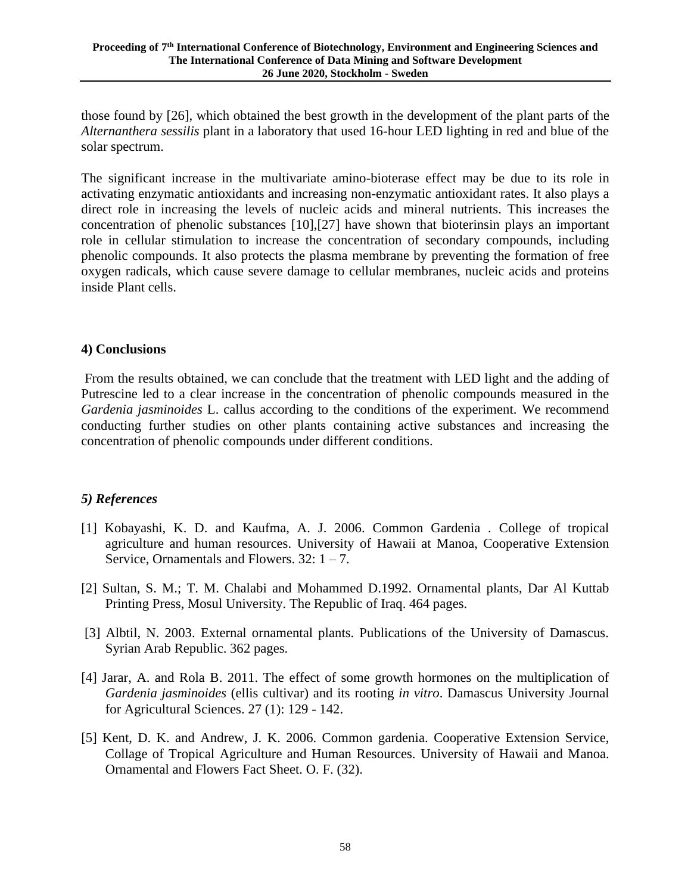those found by [26], which obtained the best growth in the development of the plant parts of the *Alternanthera sessilis* plant in a laboratory that used 16-hour LED lighting in red and blue of the solar spectrum.

The significant increase in the multivariate amino-bioterase effect may be due to its role in activating enzymatic antioxidants and increasing non-enzymatic antioxidant rates. It also plays a direct role in increasing the levels of nucleic acids and mineral nutrients. This increases the concentration of phenolic substances [10],[27] have shown that bioterinsin plays an important role in cellular stimulation to increase the concentration of secondary compounds, including phenolic compounds. It also protects the plasma membrane by preventing the formation of free oxygen radicals, which cause severe damage to cellular membranes, nucleic acids and proteins inside Plant cells.

## 4) Conclusions

From the results obtained, we can conclude that the treatment with LED light and the adding of Putrescine led to a clear increase in the concentration of phenolic compounds measured in the *Gardenia jasminoides* L. callus according to the conditions of the experiment. We recommend conducting further studies on other plants containing active substances and increasing the concentration of phenolic compounds under different conditions.

## *5) References*

[1] Kobayashi, K. D. and Kaufma, A. J. 2006. Common Gardenia . College of tropical agriculture and human resources. University of Hawaii at Manoa, Cooperative Extension Service, Ornamentals and Flowers. 32: 1 – 7.

[2] Sultan, S. M.; T. M. Chalabi and Mohammed D.1992. Ornamental plants, Dar Al Kuttab Printing Press, Mosul University. The Republic of Iraq. 464 pages.

[3] Albtil, N. 2003. External ornamental plants. Publications of the University of Damascus. Syrian Arab Republic. 362 pages.

[4] Jarar, A. and Rola B. 2011. The effect of some growth hormones on the multiplication of *Gardenia jasminoides* (ellis cultivar) and its rooting *in vitro*. Damascus University Journal for Agricultural Sciences. 27 (1): 129 - 142.

[5] Kent, D. K. and Andrew, J. K. 2006. Common gardenia. Cooperative Extension Service, Collage of Tropical Agriculture and Human Resources. University of Hawaii and Manoa. Ornamental and Flowers Fact Sheet. O. F. (32).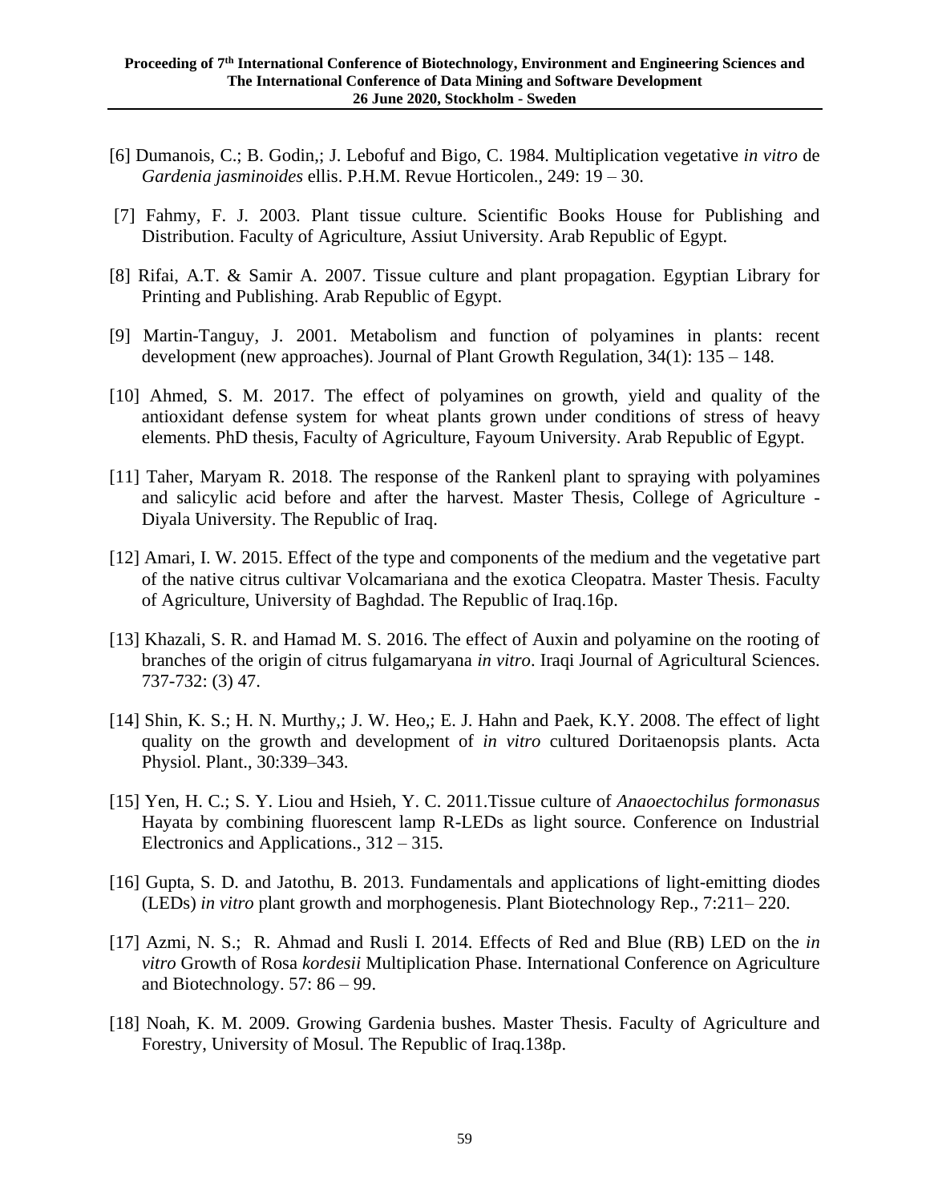[6] Dumanois, C.; B. Godin,; J. Lebofuf and Bigo, C. 1984. Multiplication vegetative *in vitro* de *Gardenia jasminoides* ellis. P.H.M. Revue Horticolen., 249: 19 – 30.

[7] Fahmy, F. J. 2003. Plant tissue culture. Scientific Books House for Publishing and Distribution. Faculty of Agriculture, Assiut University. Arab Republic of Egypt.

[8] Rifai, A.T. & Samir A. 2007. Tissue culture and plant propagation. Egyptian Library for Printing and Publishing. Arab Republic of Egypt.

[9] Martin-Tanguy, J. 2001. Metabolism and function of polyamines in plants: recent development (new approaches). Journal of Plant Growth Regulation, 34(1): 135 – 148.

[10] Ahmed, S. M. 2017. The effect of polyamines on growth, yield and quality of the antioxidant defense system for wheat plants grown under conditions of stress of heavy elements. PhD thesis, Faculty of Agriculture, Fayoum University. Arab Republic of Egypt.

[11] Taher, Maryam R. 2018. The response of the Rankenl plant to spraying with polyamines and salicylic acid before and after the harvest. Master Thesis, College of Agriculture - Diyala University. The Republic of Iraq.

[12] Amari, I. W. 2015. Effect of the type and components of the medium and the vegetative part of the native citrus cultivar Volcamariana and the exotica Cleopatra. Master Thesis. Faculty of Agriculture, University of Baghdad. The Republic of Iraq.16p.

[13] Khazali, S. R. and Hamad M. S. 2016. The effect of Auxin and polyamine on the rooting of branches of the origin of citrus fulgamaryana *in vitro*. Iraqi Journal of Agricultural Sciences. 737-732: (3) 47.

[14] Shin, K. S.; H. N. Murthy,; J. W. Heo,; E. J. Hahn and Paek, K.Y. 2008. The effect of light quality on the growth and development of *in vitro* cultured Doritaenopsis plants. Acta Physiol. Plant., 30:339–343.

[15] Yen, H. C.; S. Y. Liou and Hsieh, Y. C. 2011.Tissue culture of *Anaoectochilus formonasus* Hayata by combining fluorescent lamp R-LEDs as light source. Conference on Industrial Electronics and Applications., 312 – 315.

[16] Gupta, S. D. and Jatothu, B. 2013. Fundamentals and applications of light-emitting diodes (LEDs) *in vitro* plant growth and morphogenesis. Plant Biotechnology Rep., 7:211– 220.

[17] Azmi, N. S.; R. Ahmad and Rusli I. 2014. Effects of Red and Blue (RB) LED on the *in vitro* Growth of Rosa *kordesii* Multiplication Phase. International Conference on Agriculture and Biotechnology. 57: 86 – 99.

[18] Noah, K. M. 2009. Growing Gardenia bushes. Master Thesis. Faculty of Agriculture and Forestry, University of Mosul. The Republic of Iraq.138p.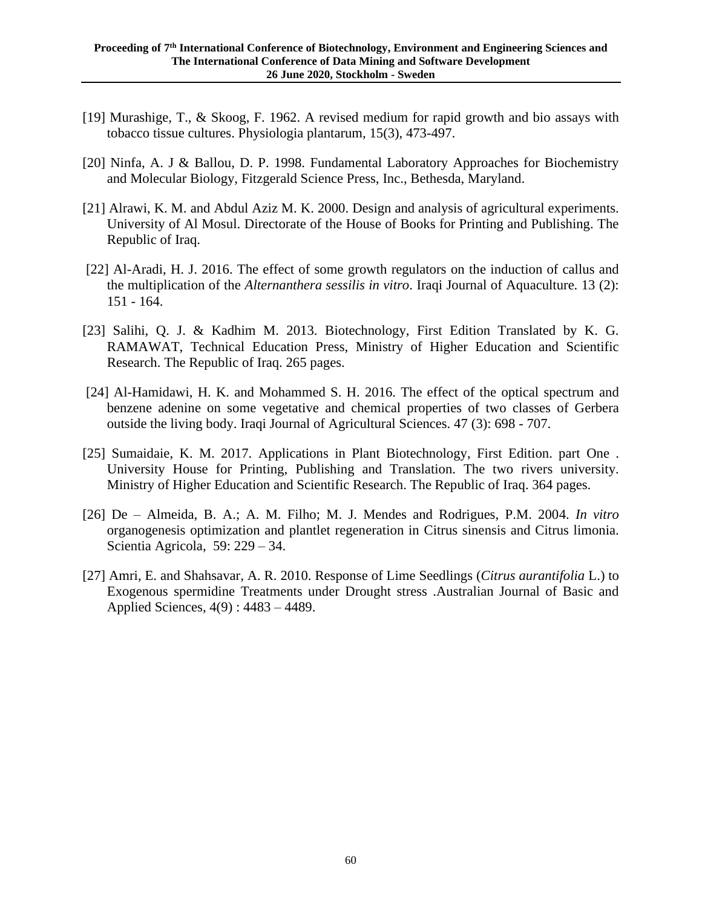[19] Murashige, T., & Skoog, F. 1962. A revised medium for rapid growth and bio assays with tobacco tissue cultures. Physiologia plantarum, 15(3), 473-497.

[20] Ninfa, A. J & Ballou, D. P. 1998. Fundamental Laboratory Approaches for Biochemistry and Molecular Biology, Fitzgerald Science Press, Inc., Bethesda, Maryland.

[21] Alrawi, K. M. and Abdul Aziz M. K. 2000. Design and analysis of agricultural experiments. University of Al Mosul. Directorate of the House of Books for Printing and Publishing. The Republic of Iraq.

[22] Al-Aradi, H. J. 2016. The effect of some growth regulators on the induction of callus and the multiplication of the *Alternanthera sessilis in vitro*. Iraqi Journal of Aquaculture. 13 (2): 151 - 164.

[23] Salihi, Q. J. & Kadhim M. 2013. Biotechnology, First Edition Translated by K. G. RAMAWAT, Technical Education Press, Ministry of Higher Education and Scientific Research. The Republic of Iraq. 265 pages.

[24] Al-Hamidawi, H. K. and Mohammed S. H. 2016. The effect of the optical spectrum and benzene adenine on some vegetative and chemical properties of two classes of Gerbera outside the living body. Iraqi Journal of Agricultural Sciences. 47 (3): 698 - 707.

[25] Sumaidaie, K. M. 2017. Applications in Plant Biotechnology, First Edition. part One . University House for Printing, Publishing and Translation. The two rivers university. Ministry of Higher Education and Scientific Research. The Republic of Iraq. 364 pages.

[26] De – Almeida, B. A.; A. M. Filho; M. J. Mendes and Rodrigues, P.M. 2004. *In vitro* organogenesis optimization and plantlet regeneration in Citrus sinensis and Citrus limonia. Scientia Agricola, 59: 229 – 34.

[27] Amri, E. and Shahsavar, A. R. 2010. Response of Lime Seedlings (*Citrus aurantifolia* L.) to Exogenous spermidine Treatments under Drought stress .Australian Journal of Basic and Applied Sciences, 4(9) : 4483 – 4489.